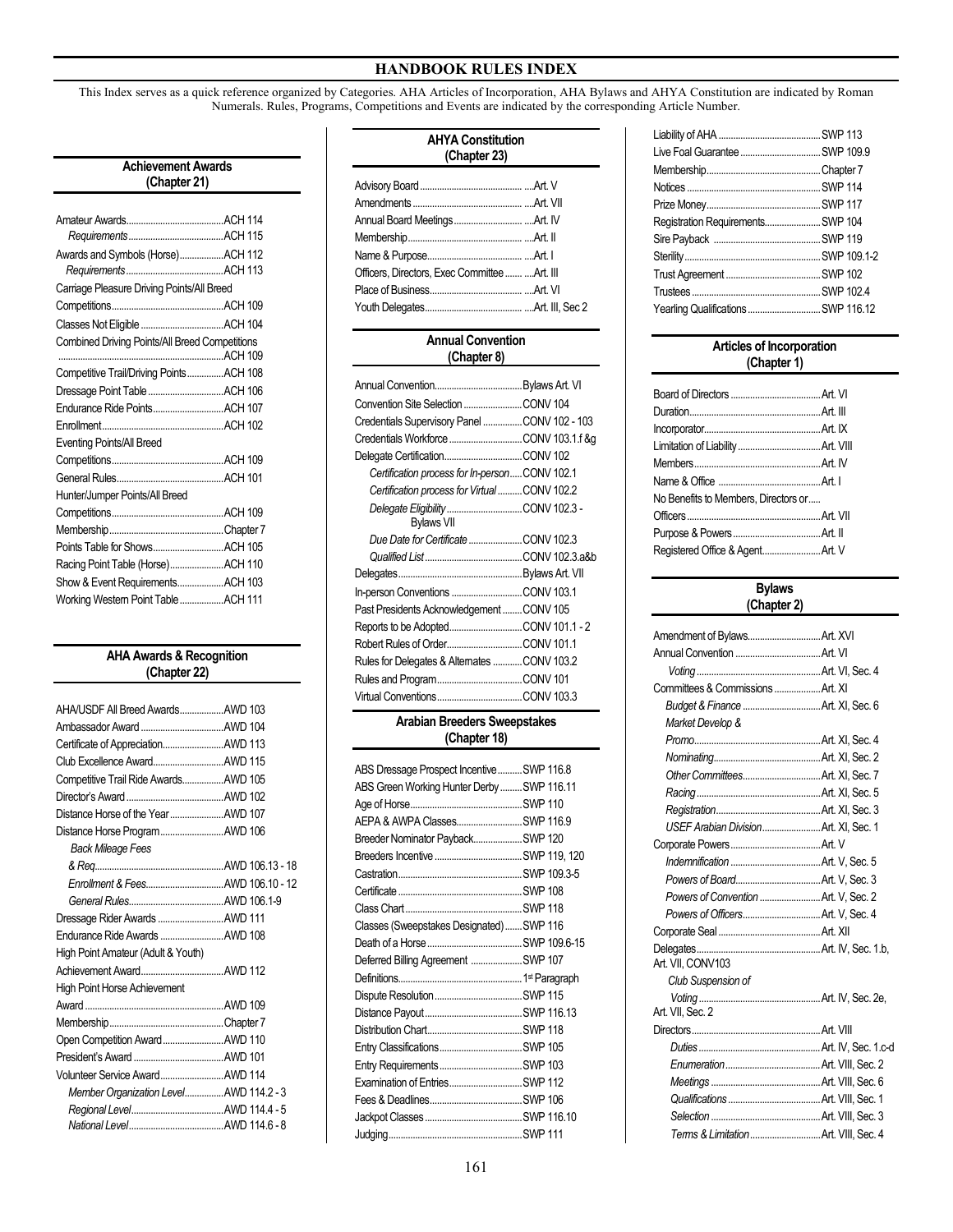# HANDBOOK RULES INDEX

This Index serves as a quick reference organized by Categories. AHA Articles of Incorporation, AHA Bylaws and AHYA Constitution are indicated by Roman Numerals. Rules, Programs, Competitions and Events are indicated by the corresponding Article Number.

## Achievement Awards (Chapter 21)

| | |
|---|---|
| Amateur Awards | ACH 114 |
| *Requirements* | ACH 115 |
| Awards and Symbols (Horse) | ACH 112 |
| *Requirements* | ACH 113 |
| Carriage Pleasure Driving Points/All Breed Competitions | ACH 109 |
| Classes Not Eligible | ACH 104 |
| Combined Driving Points/All Breed Competitions | ACH 109 |
| Competitive Trail/Driving Points | ACH 108 |
| Dressage Point Table | ACH 106 |
| Endurance Ride Points | ACH 107 |
| Enrollment | ACH 102 |
| Eventing Points/All Breed Competitions | ACH 109 |
| General Rules | ACH 101 |
| Hunter/Jumper Points/All Breed Competitions | ACH 109 |
| Membership | Chapter 7 |
| Points Table for Shows | ACH 105 |
| Racing Point Table (Horse) | ACH 110 |
| Show & Event Requirements | ACH 103 |
| Working Western Point Table | ACH 111 |

## AHA Awards & Recognition (Chapter 22)

| | |
|---|---|
| AHA/USDF All Breed Awards | AWD 103 |
| Ambassador Award | AWD 104 |
| Certificate of Appreciation | AWD 113 |
| Club Excellence Award | AWD 115 |
| Competitive Trail Ride Awards | AWD 105 |
| Director's Award | AWD 102 |
| Distance Horse of the Year | AWD 107 |
| Distance Horse Program | AWD 106 |
| *Back Mileage Fees & Req.* | AWD 106.13 - 18 |
| *Enrollment & Fees* | AWD 106.10 - 12 |
| *General Rules* | AWD 106.1-9 |
| Dressage Rider Awards | AWD 111 |
| Endurance Ride Awards | AWD 108 |
| High Point Amateur (Adult & Youth) Achievement Award | AWD 112 |
| High Point Horse Achievement Award | AWD 109 |
| Membership | Chapter 7 |
| Open Competition Award | AWD 110 |
| President's Award | AWD 101 |
| Volunteer Service Award | AWD 114 |
| *Member Organization Level* | AWD 114.2 - 3 |
| *Regional Level* | AWD 114.4 - 5 |
| *National Level* | AWD 114.6 - 8 |

## AHYA Constitution (Chapter 23)

| | |
|---|---|
| Advisory Board | Art. V |
| Amendments | Art. VII |
| Annual Board Meetings | Art. IV |
| Membership | Art. II |
| Name & Purpose | Art. I |
| Officers, Directors, Exec Committee | Art. III |
| Place of Business | Art. VI |
| Youth Delegates | Art. III, Sec 2 |

## Annual Convention (Chapter 8)

| | |
|---|---|
| Annual Convention | Bylaws Art. VI |
| Convention Site Selection | CONV 104 |
| Credentials Supervisory Panel | CONV 102 - 103 |
| Credentials Workforce | CONV 103.1.f &g |
| Delegate Certification | CONV 102 |
| *Certification process for In-person* | CONV 102.1 |
| *Certification process for Virtual* | CONV 102.2 |
| *Delegate Eligibility* | CONV 102.3 - Bylaws VII |
| *Due Date for Certificate* | CONV 102.3 |
| *Qualified List* | CONV 102.3.a&b |
| Delegates | Bylaws Art. VII |
| In-person Conventions | CONV 103.1 |
| Past Presidents Acknowledgement | CONV 105 |
| Reports to be Adopted | CONV 101.1 - 2 |
| Robert Rules of Order | CONV 101.1 |
| Rules for Delegates & Alternates | CONV 103.2 |
| Rules and Program | CONV 101 |
| Virtual Conventions | CONV 103.3 |

## Arabian Breeders Sweepstakes (Chapter 18)

| | |
|---|---|
| ABS Dressage Prospect Incentive | SWP 116.8 |
| ABS Green Working Hunter Derby | SWP 116.11 |
| Age of Horse | SWP 110 |
| AEPA & AWPA Classes | SWP 116.9 |
| Breeder Nominator Payback | SWP 120 |
| Breeders Incentive | SWP 119, 120 |
| Castration | SWP 109.3-5 |
| Certificate | SWP 108 |
| Class Chart | SWP 118 |
| Classes (Sweepstakes Designated) | SWP 116 |
| Death of a Horse | SWP 109.6-15 |
| Deferred Billing Agreement | SWP 107 |
| Definitions | 1st Paragraph |
| Dispute Resolution | SWP 115 |
| Distance Payout | SWP 116.13 |
| Distribution Chart | SWP 118 |
| Entry Classifications | SWP 105 |
| Entry Requirements | SWP 103 |
| Examination of Entries | SWP 112 |
| Fees & Deadlines | SWP 106 |
| Jackpot Classes | SWP 116.10 |
| Judging | SWP 111 |
| Liability of AHA | SWP 113 |
| Live Foal Guarantee | SWP 109.9 |
| Membership | Chapter 7 |
| Notices | SWP 114 |
| Prize Money | SWP 117 |
| Registration Requirements | SWP 104 |
| Sire Payback | SWP 119 |
| Sterility | SWP 109.1-2 |
| Trust Agreement | SWP 102 |
| Trustees | SWP 102.4 |
| Yearling Qualifications | SWP 116.12 |

## Articles of Incorporation (Chapter 1)

| | |
|---|---|
| Board of Directors | Art. VI |
| Duration | Art. III |
| Incorporator | Art. IX |
| Limitation of Liability | Art. VIII |
| Members | Art. IV |
| Name & Office | Art. I |
| No Benefits to Members, Directors or Officers | Art. VII |
| Purpose & Powers | Art. II |
| Registered Office & Agent | Art. V |

## Bylaws (Chapter 2)

| | |
|---|---|
| Amendment of Bylaws | Art. XVI |
| Annual Convention | Art. VI |
| *Voting* | Art. VI, Sec. 4 |
| Committees & Commissions | Art. XI |
| *Budget & Finance* | Art. XI, Sec. 6 |
| *Market Develop & Promo* | Art. XI, Sec. 4 |
| *Nominating* | Art. XI, Sec. 2 |
| *Other Committees* | Art. XI, Sec. 7 |
| *Racing* | Art. XI, Sec. 5 |
| *Registration* | Art. XI, Sec. 3 |
| *USEF Arabian Division* | Art. XI, Sec. 1 |
| Corporate Powers | Art. V |
| *Indemnification* | Art. V, Sec. 5 |
| *Powers of Board* | Art. V, Sec. 3 |
| *Powers of Convention* | Art. V, Sec. 2 |
| *Powers of Officers* | Art. V, Sec. 4 |
| Corporate Seal | Art. XII |
| Delegates | Art. IV, Sec. 1.b, Art. VII, CONV103 |
| *Club Suspension of Voting* | Art. IV, Sec. 2e, Art. VII, Sec. 2 |
| Directors | Art. VIII |
| *Duties* | Art. IV, Sec. 1.c-d |
| *Enumeration* | Art. VIII, Sec. 2 |
| *Meetings* | Art. VIII, Sec. 6 |
| *Qualifications* | Art. VIII, Sec. 1 |
| *Selection* | Art. VIII, Sec. 3 |
| *Terms & Limitation* | Art. VIII, Sec. 4 |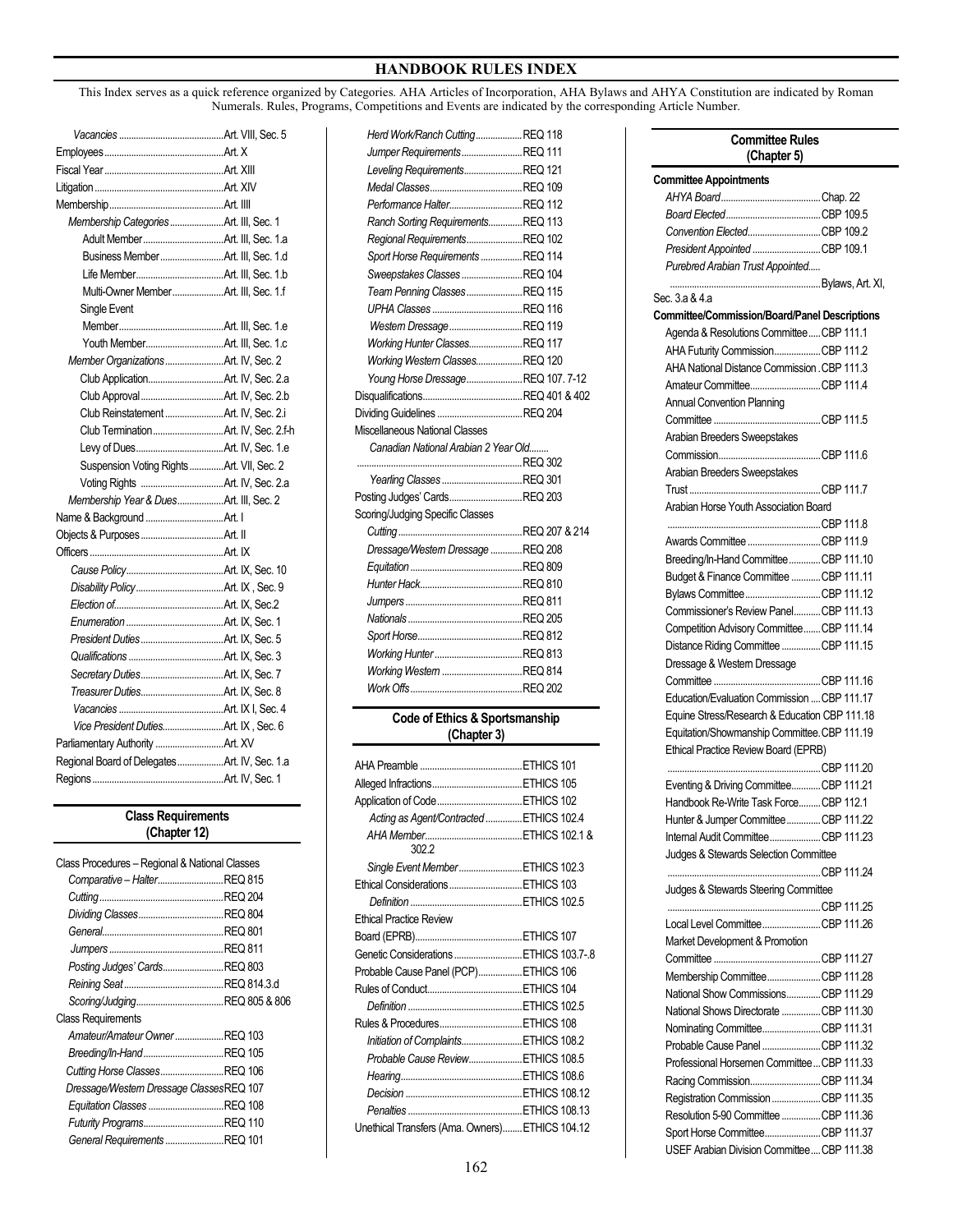# HANDBOOK RULES INDEX

This Index serves as a quick reference organized by Categories. AHA Articles of Incorporation, AHA Bylaws and AHYA Constitution are indicated by Roman Numerals. Rules, Programs, Competitions and Events are indicated by the corresponding Article Number.

- *Vacancies* .......... Art. VIII, Sec. 5
- Employees .......... Art. X
- Fiscal Year .......... Art. XIII
- Litigation .......... Art. XIV
- Membership .......... Art. IIII
  - *Membership Categories* .......... Art. III, Sec. 1
    - Adult Member .......... Art. III, Sec. 1.a
    - Business Member .......... Art. III, Sec. 1.d
    - Life Member .......... Art. III, Sec. 1.b
    - Multi-Owner Member .......... Art. III, Sec. 1.f
    - Single Event Member .......... Art. III, Sec. 1.e
    - Youth Member .......... Art. III, Sec. 1.c
  - *Member Organizations* .......... Art. IV, Sec. 2
    - Club Application .......... Art. IV, Sec. 2.a
    - Club Approval .......... Art. IV, Sec. 2.b
    - Club Reinstatement .......... Art. IV, Sec. 2.i
    - Club Termination .......... Art. IV, Sec. 2.f-h
    - Levy of Dues .......... Art. III, Sec. 1.e
    - Suspension Voting Rights .......... Art. VII, Sec. 2
    - Voting Rights .......... Art. IV, Sec. 2.a
  - *Membership Year & Dues* .......... Art. III, Sec. 2
- Name & Background .......... Art. I
- Objects & Purposes .......... Art. II
- Officers .......... Art. IX
  - *Cause Policy* .......... Art. IX, Sec. 10
  - *Disability Policy* .......... Art. IX , Sec. 9
  - *Election of* .......... Art. IX, Sec.2
  - *Enumeration* .......... Art. IX, Sec. 1
  - *President Duties* .......... Art. IX, Sec. 5
  - *Qualifications* .......... Art. IX, Sec. 3
  - *Secretary Duties* .......... Art. IX, Sec. 7
  - *Treasurer Duties* .......... Art. IX, Sec. 8
  - *Vacancies* .......... Art. IX I, Sec. 4
  - *Vice President Duties* .......... Art. IX , Sec. 6
- Parliamentary Authority .......... Art. XV
- Regional Board of Delegates .......... Art. IV, Sec. 1.a
- Regions .......... Art. IV, Sec. 1

## Class Requirements (Chapter 12)

- Class Procedures – Regional & National Classes
  - *Comparative – Halter* .......... REQ 815
  - *Cutting* .......... REQ 204
  - *Dividing Classes* .......... REQ 804
  - *General* .......... REQ 801
  - *Jumpers* .......... REQ 811
  - *Posting Judges' Cards* .......... REQ 803
  - *Reining Seat* .......... REQ 814.3.d
  - *Scoring/Judging* .......... REQ 805 & 806
- Class Requirements
  - *Amateur/Amateur Owner* .......... REQ 103
  - *Breeding/In-Hand* .......... REQ 105
  - *Cutting Horse Classes* .......... REQ 106
  - *Dressage/Western Dressage Classes* .......... REQ 107
  - *Equitation Classes* .......... REQ 108
  - *Futurity Programs* .......... REQ 110
  - *General Requirements* .......... REQ 101
  - *Herd Work/Ranch Cutting* .......... REQ 118
  - *Jumper Requirements* .......... REQ 111
  - *Leveling Requirements* .......... REQ 121
  - *Medal Classes* .......... REQ 109
  - *Performance Halter* .......... REQ 112
  - *Ranch Sorting Requirements* .......... REQ 113
  - *Regional Requirements* .......... REQ 102
  - *Sport Horse Requirements* .......... REQ 114
  - *Sweepstakes Classes* .......... REQ 104
  - *Team Penning Classes* .......... REQ 115
  - *UPHA Classes* .......... REQ 116
  - *Western Dressage* .......... REQ 119
  - *Working Hunter Classes* .......... REQ 117
  - *Working Western Classes* .......... REQ 120
  - *Young Horse Dressage* .......... REQ 107. 7-12
- Disqualifications .......... REQ 401 & 402
- Dividing Guidelines .......... REQ 204
- Miscellaneous National Classes
  - *Canadian National Arabian 2 Year Old* .......... REQ 302
  - *Yearling Classes* .......... REQ 301
- Posting Judges' Cards .......... REQ 203
- Scoring/Judging Specific Classes
  - *Cutting* .......... REQ 207 & 214
  - *Dressage/Western Dressage* .......... REQ 208
  - *Equitation* .......... REQ 809
  - *Hunter Hack* .......... REQ 810
  - *Jumpers* .......... REQ 811
  - *Nationals* .......... REQ 205
  - *Sport Horse* .......... REQ 812
  - *Working Hunter* .......... REQ 813
  - *Working Western* .......... REQ 814
  - *Work Offs* .......... REQ 202

## Code of Ethics & Sportsmanship (Chapter 3)

- AHA Preamble .......... ETHICS 101
- Alleged Infractions .......... ETHICS 105
- Application of Code .......... ETHICS 102
  - *Acting as Agent/Contracted* .......... ETHICS 102.4
  - *AHA Member* .......... ETHICS 102.1 & 302.2
  - *Single Event Member* .......... ETHICS 102.3
- Ethical Considerations .......... ETHICS 103
  - *Definition* .......... ETHICS 102.5
- Ethical Practice Review Board (EPRB) .......... ETHICS 107
- Genetic Considerations .......... ETHICS 103.7-.8
- Probable Cause Panel (PCP) .......... ETHICS 106
- Rules of Conduct .......... ETHICS 104
  - *Definition* .......... ETHICS 102.5
- Rules & Procedures .......... ETHICS 108
  - *Initiation of Complaints* .......... ETHICS 108.2
  - *Probable Cause Review* .......... ETHICS 108.5
  - *Hearing* .......... ETHICS 108.6
  - *Decision* .......... ETHICS 108.12
  - *Penalties* .......... ETHICS 108.13
- Unethical Transfers (Ama. Owners) .......... ETHICS 104.12

## Committee Rules (Chapter 5)

**Committee Appointments**

- *AHYA Board* .......... Chap. 22
- *Board Elected* .......... CBP 109.5
- *Convention Elected* .......... CBP 109.2
- *President Appointed* .......... CBP 109.1
- *Purebred Arabian Trust Appointed* .......... Bylaws, Art. XI, Sec. 3.a & 4.a

**Committee/Commission/Board/Panel Descriptions**

- Agenda & Resolutions Committee .......... CBP 111.1
- AHA Futurity Commission .......... CBP 111.2
- AHA National Distance Commission .......... CBP 111.3
- Amateur Committee .......... CBP 111.4
- Annual Convention Planning Committee .......... CBP 111.5
- Arabian Breeders Sweepstakes Commission .......... CBP 111.6
- Arabian Breeders Sweepstakes Trust .......... CBP 111.7
- Arabian Horse Youth Association Board .......... CBP 111.8
- Awards Committee .......... CBP 111.9
- Breeding/In-Hand Committee .......... CBP 111.10
- Budget & Finance Committee .......... CBP 111.11
- Bylaws Committee .......... CBP 111.12
- Commissioner's Review Panel .......... CBP 111.13
- Competition Advisory Committee .......... CBP 111.14
- Distance Riding Committee .......... CBP 111.15
- Dressage & Western Dressage Committee .......... CBP 111.16
- Education/Evaluation Commission .......... CBP 111.17
- Equine Stress/Research & Education .......... CBP 111.18
- Equitation/Showmanship Committee .......... CBP 111.19
- Ethical Practice Review Board (EPRB) .......... CBP 111.20
- Eventing & Driving Committee .......... CBP 111.21
- Handbook Re-Write Task Force .......... CBP 112.1
- Hunter & Jumper Committee .......... CBP 111.22
- Internal Audit Committee .......... CBP 111.23
- Judges & Stewards Selection Committee .......... CBP 111.24
- Judges & Stewards Steering Committee .......... CBP 111.25
- Local Level Committee .......... CBP 111.26
- Market Development & Promotion Committee .......... CBP 111.27
- Membership Committee .......... CBP 111.28
- National Show Commissions .......... CBP 111.29
- National Shows Directorate .......... CBP 111.30
- Nominating Committee .......... CBP 111.31
- Probable Cause Panel .......... CBP 111.32
- Professional Horsemen Committee .......... CBP 111.33
- Racing Commission .......... CBP 111.34
- Registration Commission .......... CBP 111.35
- Resolution 5-90 Committee .......... CBP 111.36
- Sport Horse Committee .......... CBP 111.37
- USEF Arabian Division Committee .......... CBP 111.38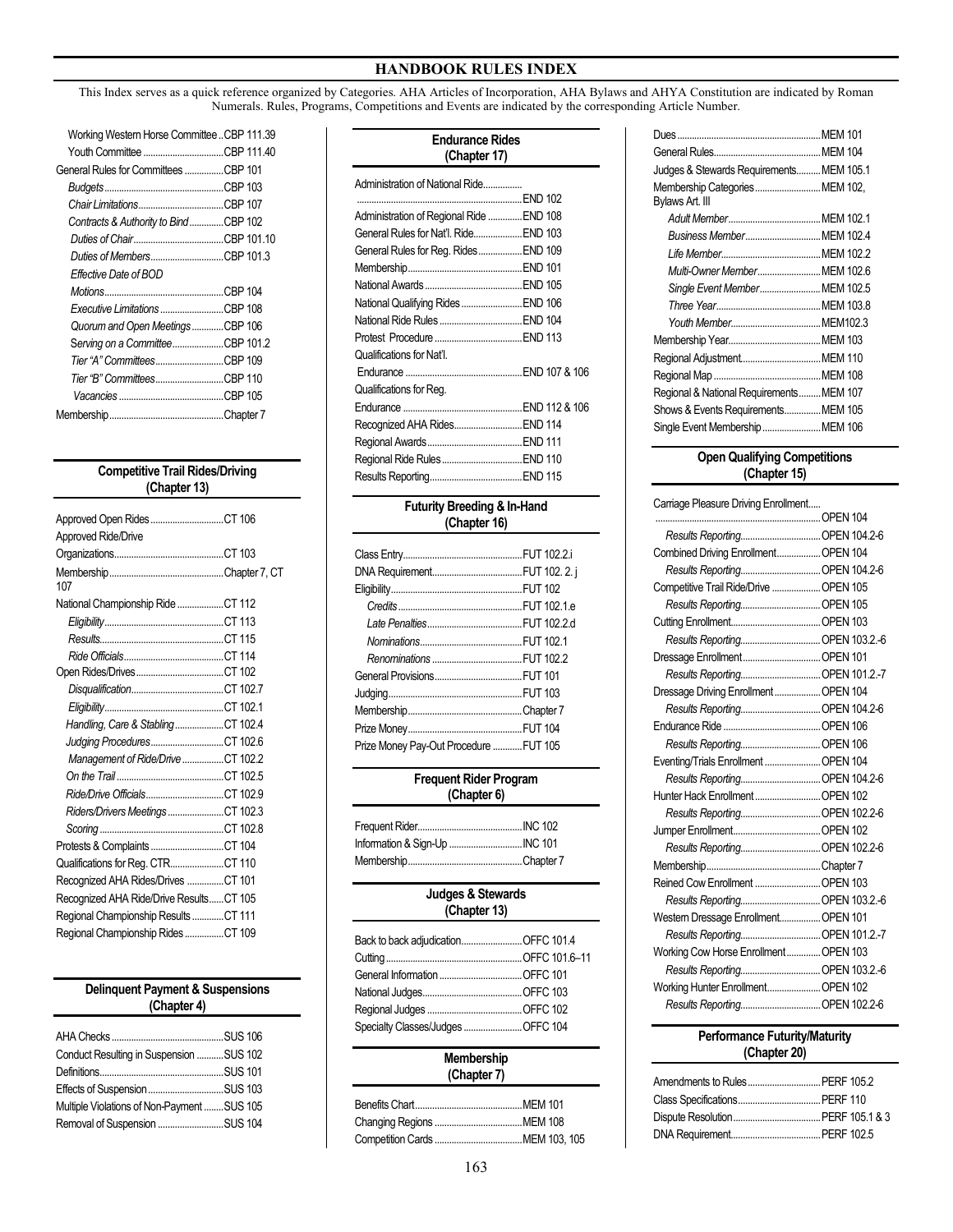# HANDBOOK RULES INDEX

This Index serves as a quick reference organized by Categories. AHA Articles of Incorporation, AHA Bylaws and AHYA Constitution are indicated by Roman Numerals. Rules, Programs, Competitions and Events are indicated by the corresponding Article Number.

| | |
|---|---|
| Working Western Horse Committee | CBP 111.39 |
| Youth Committee | CBP 111.40 |
| General Rules for Committees | CBP 101 |
| *Budgets* | CBP 103 |
| *Chair Limitations* | CBP 107 |
| *Contracts & Authority to Bind* | CBP 102 |
| *Duties of Chair* | CBP 101.10 |
| *Duties of Members* | CBP 101.3 |
| *Effective Date of BOD Motions* | CBP 104 |
| *Executive Limitations* | CBP 108 |
| *Quorum and Open Meetings* | CBP 106 |
| *Serving on a Committee* | CBP 101.2 |
| *Tier "A" Committees* | CBP 109 |
| *Tier "B" Committees* | CBP 110 |
| *Vacancies* | CBP 105 |
| Membership | Chapter 7 |

**Competitive Trail Rides/Driving (Chapter 13)**

| | |
|---|---|
| Approved Open Rides | CT 106 |
| Approved Ride/Drive Organizations | CT 103 |
| Membership | Chapter 7, CT 107 |
| National Championship Ride | CT 112 |
| *Eligibility* | CT 113 |
| *Results* | CT 115 |
| *Ride Officials* | CT 114 |
| Open Rides/Drives | CT 102 |
| *Disqualification* | CT 102.7 |
| *Eligibility* | CT 102.1 |
| *Handling, Care & Stabling* | CT 102.4 |
| *Judging Procedures* | CT 102.6 |
| *Management of Ride/Drive* | CT 102.2 |
| *On the Trail* | CT 102.5 |
| *Ride/Drive Officials* | CT 102.9 |
| *Riders/Drivers Meetings* | CT 102.3 |
| *Scoring* | CT 102.8 |
| Protests & Complaints | CT 104 |
| Qualifications for Reg. CTR | CT 110 |
| Recognized AHA Rides/Drives | CT 101 |
| Recognized AHA Ride/Drive Results | CT 105 |
| Regional Championship Results | CT 111 |
| Regional Championship Rides | CT 109 |

**Delinquent Payment & Suspensions (Chapter 4)**

| | |
|---|---|
| AHA Checks | SUS 106 |
| Conduct Resulting in Suspension | SUS 102 |
| Definitions | SUS 101 |
| Effects of Suspension | SUS 103 |
| Multiple Violations of Non-Payment | SUS 105 |
| Removal of Suspension | SUS 104 |

**Endurance Rides (Chapter 17)**

| | |
|---|---|
| Administration of National Ride | END 102 |
| Administration of Regional Ride | END 108 |
| General Rules for Nat'l. Ride | END 103 |
| General Rules for Reg. Rides | END 109 |
| Membership | END 101 |
| National Awards | END 105 |
| National Qualifying Rides | END 106 |
| National Ride Rules | END 104 |
| Protest Procedure | END 113 |
| Qualifications for Nat'l. Endurance | END 107 & 106 |
| Qualifications for Reg. Endurance | END 112 & 106 |
| Recognized AHA Rides | END 114 |
| Regional Awards | END 111 |
| Regional Ride Rules | END 110 |
| Results Reporting | END 115 |

**Futurity Breeding & In-Hand (Chapter 16)**

| | |
|---|---|
| Class Entry | FUT 102.2.i |
| DNA Requirement | FUT 102. 2. j |
| Eligibility | FUT 102 |
| *Credits* | FUT 102.1.e |
| *Late Penalties* | FUT 102.2.d |
| *Nominations* | FUT 102.1 |
| *Renominations* | FUT 102.2 |
| General Provisions | FUT 101 |
| Judging | FUT 103 |
| Membership | Chapter 7 |
| Prize Money | FUT 104 |
| Prize Money Pay-Out Procedure | FUT 105 |

**Frequent Rider Program (Chapter 6)**

| | |
|---|---|
| Frequent Rider | INC 102 |
| Information & Sign-Up | INC 101 |
| Membership | Chapter 7 |

**Judges & Stewards (Chapter 13)**

| | |
|---|---|
| Back to back adjudication | OFFC 101.4 |
| Cutting | OFFC 101.6–11 |
| General Information | OFFC 101 |
| National Judges | OFFC 103 |
| Regional Judges | OFFC 102 |
| Specialty Classes/Judges | OFFC 104 |

**Membership (Chapter 7)**

| | |
|---|---|
| Benefits Chart | MEM 101 |
| Changing Regions | MEM 108 |
| Competition Cards | MEM 103, 105 |
| Dues | MEM 101 |
| General Rules | MEM 104 |
| Judges & Stewards Requirements | MEM 105.1 |
| Membership Categories | MEM 102, Bylaws Art. III |
| *Adult Member* | MEM 102.1 |
| *Business Member* | MEM 102.4 |
| *Life Member* | MEM 102.2 |
| *Multi-Owner Member* | MEM 102.6 |
| *Single Event Member* | MEM 102.5 |
| *Three Year* | MEM 103.8 |
| *Youth Member* | MEM102.3 |
| Membership Year | MEM 103 |
| Regional Adjustment | MEM 110 |
| Regional Map | MEM 108 |
| Regional & National Requirements | MEM 107 |
| Shows & Events Requirements | MEM 105 |
| Single Event Membership | MEM 106 |

**Open Qualifying Competitions (Chapter 15)**

| | |
|---|---|
| Carriage Pleasure Driving Enrollment | OPEN 104 |
| *Results Reporting* | OPEN 104.2-6 |
| Combined Driving Enrollment | OPEN 104 |
| *Results Reporting* | OPEN 104.2-6 |
| Competitive Trail Ride/Drive | OPEN 105 |
| *Results Reporting* | OPEN 105 |
| Cutting Enrollment | OPEN 103 |
| *Results Reporting* | OPEN 103.2.-6 |
| Dressage Enrollment | OPEN 101 |
| *Results Reporting* | OPEN 101.2.-7 |
| Dressage Driving Enrollment | OPEN 104 |
| *Results Reporting* | OPEN 104.2-6 |
| Endurance Ride | OPEN 106 |
| *Results Reporting* | OPEN 106 |
| Eventing/Trials Enrollment | OPEN 104 |
| *Results Reporting* | OPEN 104.2-6 |
| Hunter Hack Enrollment | OPEN 102 |
| *Results Reporting* | OPEN 102.2-6 |
| Jumper Enrollment | OPEN 102 |
| *Results Reporting* | OPEN 102.2-6 |
| Membership | Chapter 7 |
| Reined Cow Enrollment | OPEN 103 |
| *Results Reporting* | OPEN 103.2.-6 |
| Western Dressage Enrollment | OPEN 101 |
| *Results Reporting* | OPEN 101.2.-7 |
| Working Cow Horse Enrollment | OPEN 103 |
| *Results Reporting* | OPEN 103.2.-6 |
| Working Hunter Enrollment | OPEN 102 |
| *Results Reporting* | OPEN 102.2-6 |

**Performance Futurity/Maturity (Chapter 20)**

| | |
|---|---|
| Amendments to Rules | PERF 105.2 |
| Class Specifications | PERF 110 |
| Dispute Resolution | PERF 105.1 & 3 |
| DNA Requirement | PERF 102.5 |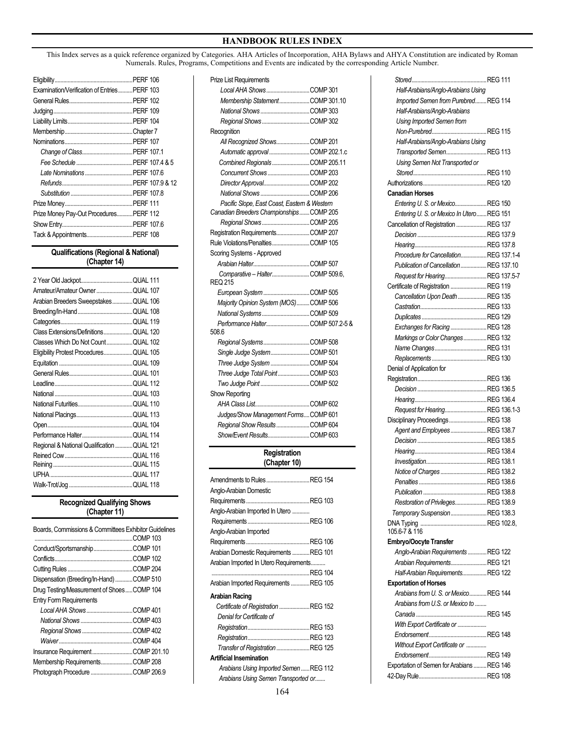## HANDBOOK RULES INDEX

This Index serves as a quick reference organized by Categories. AHA Articles of Incorporation, AHA Bylaws and AHYA Constitution are indicated by Roman Numerals. Rules, Programs, Competitions and Events are indicated by the corresponding Article Number.

| | |
|---|---|
| Eligibility | PERF 106 |
| Examination/Verification of Entries | PERF 103 |
| General Rules | PERF 102 |
| Judging | PERF 109 |
| Liability Limits | PERF 104 |
| Membership | Chapter 7 |
| Nominations | PERF 107 |
| *Change of Class* | PERF 107.1 |
| *Fee Schedule* | PERF 107.4 & 5 |
| *Late Nominations* | PERF 107.6 |
| *Refunds* | PERF 107.9 & 12 |
| *Substitution* | PERF 107.8 |
| Prize Money | PERF 111 |
| Prize Money Pay-Out Procedures | PERF 112 |
| Show Entry | PERF 107.6 |
| Tack & Appointments | PERF 108 |

### Qualifications (Regional & National) (Chapter 14)

| | |
|---|---|
| 2 Year Old Jackpot | QUAL 111 |
| Amateur/Amateur Owner | QUAL 107 |
| Arabian Breeders Sweepstakes | QUAL 106 |
| Breeding/In-Hand | QUAL 108 |
| Categories | QUAL 119 |
| Class Extensions/Definitions | QUAL 120 |
| Classes Which Do Not Count | QUAL 102 |
| Eligibility Protest Procedures | QUAL 105 |
| Equitation | QUAL 109 |
| General Rules | QUAL 101 |
| Leadline | QUAL 112 |
| National | QUAL 103 |
| National Futurities | QUAL 110 |
| National Placings | QUAL 113 |
| Open | QUAL 104 |
| Performance Halter | QUAL 114 |
| Regional & National Qualification | QUAL 121 |
| Reined Cow | QUAL 116 |
| Reining | QUAL 115 |
| UPHA | QUAL 117 |
| Walk-Trot/Jog | QUAL 118 |

### Recognized Qualifying Shows (Chapter 11)

| | |
|---|---|
| Boards, Commissions & Committees Exhibitor Guidelines | COMP 103 |
| Conduct/Sportsmanship | COMP 101 |
| Conflicts | COMP 102 |
| Cutting Rules | COMP 204 |
| Dispensation (Breeding/In-Hand) | COMP 510 |
| Drug Testing/Measurement of Shoes | COMP 104 |
| Entry Form Requirements | |
| *Local AHA Shows* | COMP 401 |
| *National Shows* | COMP 403 |
| *Regional Shows* | COMP 402 |
| *Waiver* | COMP 404 |
| Insurance Requirement | COMP 201.10 |
| Membership Requirements | COMP 208 |
| Photograph Procedure | COMP 206.9 |
| Prize List Requirements | |
| *Local AHA Shows* | COMP 301 |
| *Membership Statement* | COMP 301.10 |
| *National Shows* | COMP 303 |
| *Regional Shows* | COMP 302 |
| Recognition | |
| *All Recognized Shows* | COMP 201 |
| *Automatic approval* | COMP 202.1.c |
| *Combined Regionals* | COMP 205.11 |
| *Concurrent Shows* | COMP 203 |
| *Director Approval* | COMP 202 |
| *National Shows* | COMP 206 |
| *Pacific Slope, East Coast, Eastern & Western Canadian Breeders Championships* | COMP 205 |
| *Regional Shows* | COMP 205 |
| Registration Requirements | COMP 207 |
| Rule Violations/Penalties | COMP 105 |
| Scoring Systems - Approved | |
| *Arabian Halter* | COMP 507 |
| *Comparative – Halter* | COMP 509.6, REQ 215 |
| *European System* | COMP 505 |
| *Majority Opinion System (MOS)* | COMP 506 |
| *National Systems* | COMP 509 |
| *Performance Halter* | COMP 507.2-5 & 508.6 |
| *Regional Systems* | COMP 508 |
| *Single Judge System* | COMP 501 |
| *Three Judge System* | COMP 504 |
| *Three Judge Total Point* | COMP 503 |
| *Two Judge Point* | COMP 502 |
| Show Reporting | |
| *AHA Class List* | COMP 602 |
| *Judges/Show Management Forms* | COMP 601 |
| *Regional Show Results* | COMP 604 |
| *Show/Event Results* | COMP 603 |

### Registration (Chapter 10)

| | |
|---|---|
| Amendments to Rules | REG 154 |
| Anglo-Arabian Domestic Requirements | REG 103 |
| Anglo-Arabian Imported In Utero Requirements | REG 106 |
| Anglo-Arabian Imported Requirements | REG 106 |
| Arabian Domestic Requirements | REG 101 |
| Arabian Imported In Utero Requirements | REG 104 |
| Arabian Imported Requirements | REG 105 |
| **Arabian Racing** | |
| *Certificate of Registration* | REG 152 |
| *Denial for Certificate of Registration* | REG 153 |
| *Registration* | REG 123 |
| *Transfer of Registration* | REG 125 |
| **Artificial Insemination** | |
| *Arabians Using Imported Semen* | REG 112 |
| *Arabians Using Semen Transported or Stored* | REG 111 |
| *Half-Arabians/Anglo-Arabians Using Imported Semen from Purebred* | REG 114 |
| *Half-Arabians/Anglo-Arabians Using Imported Semen from Non-Purebred* | REG 115 |
| *Half-Arabians/Anglo-Arabians Using Transported Semen* | REG 113 |
| *Using Semen Not Transported or Stored* | REG 110 |
| Authorizations | REG 120 |
| **Canadian Horses** | |
| *Entering U. S. or Mexico* | REG 150 |
| *Entering U. S. or Mexico In Utero* | REG 151 |
| Cancellation of Registration | REG 137 |
| *Decision* | REG 137.9 |
| *Hearing* | REG 137.8 |
| *Procedure for Cancellation* | REG 137.1-4 |
| *Publication of Cancellation* | REG 137.10 |
| *Request for Hearing* | REG 137.5-7 |
| Certificate of Registration | REG 119 |
| *Cancellation Upon Death* | REG 135 |
| *Castration* | REG 133 |
| *Duplicates* | REG 129 |
| *Exchanges for Racing* | REG 128 |
| *Markings or Color Changes* | REG 132 |
| *Name Changes* | REG 131 |
| *Replacements* | REG 130 |
| Denial of Application for Registration | REG 136 |
| *Decision* | REG 136.5 |
| *Hearing* | REG 136.4 |
| *Request for Hearing* | REG 136.1-3 |
| Disciplinary Proceedings | REG 138 |
| *Agent and Employees* | REG 138.7 |
| *Decision* | REG 138.5 |
| *Hearing* | REG 138.4 |
| *Investigation* | REG 138.1 |
| *Notice of Charges* | REG 138.2 |
| *Penalties* | REG 138.6 |
| *Publication* | REG 138.8 |
| *Restoration of Privileges* | REG 138.9 |
| *Temporary Suspension* | REG 138.3 |
| DNA Typing | REG 102.8, 105.6-7 & 116 |
| **Embryo/Oocyte Transfer** | |
| *Anglo-Arabian Requirements* | REG 122 |
| *Arabian Requirements* | REG 121 |
| *Half-Arabian Requirements* | REG 122 |
| **Exportation of Horses** | |
| *Arabians from U. S. or Mexico* | REG 144 |
| *Arabians from U.S. or Mexico to Canada* | REG 145 |
| *With Export Certificate or Endorsement* | REG 148 |
| *Without Export Certificate or Endorsement* | REG 149 |
| Exportation of Semen for Arabians | REG 146 |
| 42-Day Rule | REG 108 |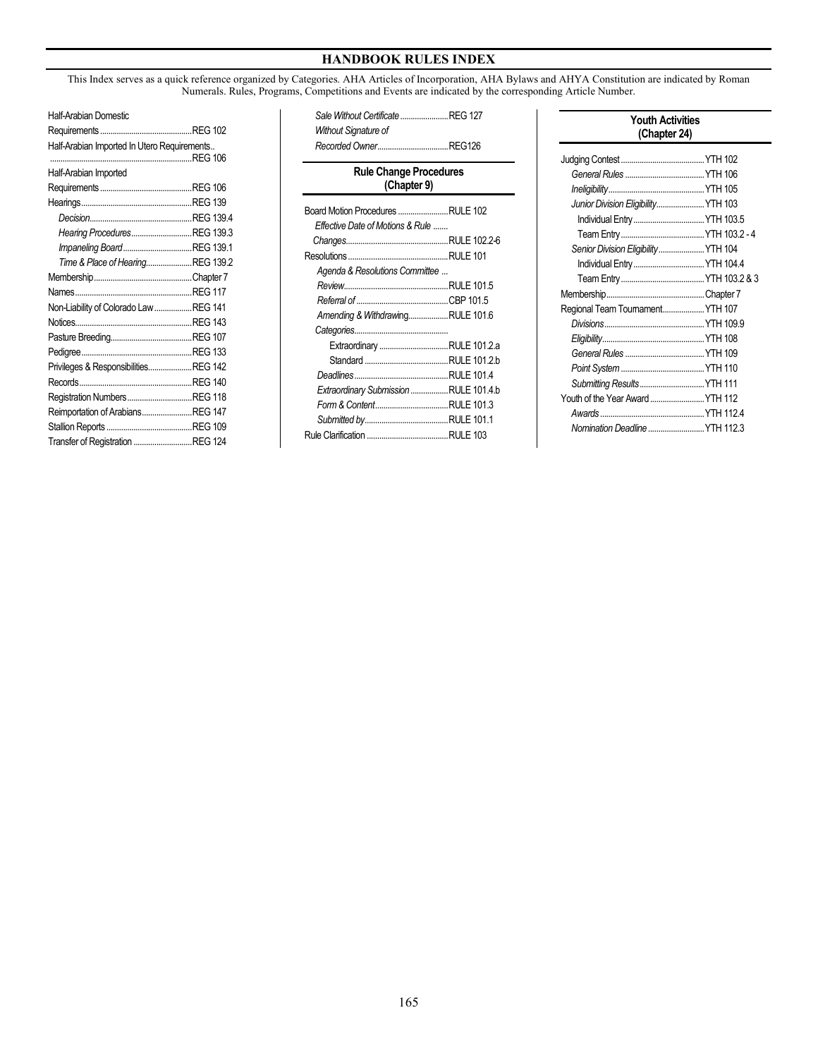## HANDBOOK RULES INDEX

This Index serves as a quick reference organized by Categories. AHA Articles of Incorporation, AHA Bylaws and AHYA Constitution are indicated by Roman Numerals. Rules, Programs, Competitions and Events are indicated by the corresponding Article Number.

Half-Arabian Domestic
Requirements ........................................REG 102
Half-Arabian Imported In Utero Requirements.. ........................................REG 106
Half-Arabian Imported
Requirements ........................................REG 106
Hearings ........................................REG 139
- *Decision* ........................................REG 139.4
- *Hearing Procedures* ........................................REG 139.3
- *Impaneling Board* ........................................REG 139.1
- *Time & Place of Hearing* ........................................REG 139.2

Membership ........................................Chapter 7
Names ........................................REG 117
Non-Liability of Colorado Law ........................................REG 141
Notices ........................................REG 143
Pasture Breeding ........................................REG 107
Pedigree ........................................REG 133
Privileges & Responsibilities ........................................REG 142
Records ........................................REG 140
Registration Numbers ........................................REG 118
Reimportation of Arabians ........................................REG 147
Stallion Reports ........................................REG 109
Transfer of Registration ........................................REG 124
- *Sale Without Certificate* ........................................REG 127
- *Without Signature of Recorded Owner* ........................................REG126

### Rule Change Procedures (Chapter 9)

Board Motion Procedures ........................................RULE 102
- *Effective Date of Motions & Rule Changes* ........................................RULE 102.2-6

Resolutions ........................................RULE 101
- *Agenda & Resolutions Committee ... Review* ........................................RULE 101.5
- *Referral of* ........................................CBP 101.5
- *Amending & Withdrawing* ........................................RULE 101.6
- *Categories* ........................................
  - Extraordinary ........................................RULE 101.2.a
  - Standard ........................................RULE 101.2.b
- *Deadlines* ........................................RULE 101.4
- *Extraordinary Submission* ........................................RULE 101.4.b
- *Form & Content* ........................................RULE 101.3
- *Submitted by* ........................................RULE 101.1

Rule Clarification ........................................RULE 103

### Youth Activities (Chapter 24)

Judging Contest ........................................YTH 102
- *General Rules* ........................................YTH 106
- *Ineligibility* ........................................YTH 105
- *Junior Division Eligibility* ........................................YTH 103
  - Individual Entry ........................................YTH 103.5
  - Team Entry ........................................YTH 103.2 - 4
- *Senior Division Eligibility* ........................................YTH 104
  - Individual Entry ........................................YTH 104.4
  - Team Entry ........................................YTH 103.2 & 3

Membership ........................................Chapter 7
Regional Team Tournament ........................................YTH 107
- *Divisions* ........................................YTH 109.9
- *Eligibility* ........................................YTH 108
- *General Rules* ........................................YTH 109
- *Point System* ........................................YTH 110
- *Submitting Results* ........................................YTH 111

Youth of the Year Award ........................................YTH 112
- *Awards* ........................................YTH 112.4
- *Nomination Deadline* ........................................YTH 112.3